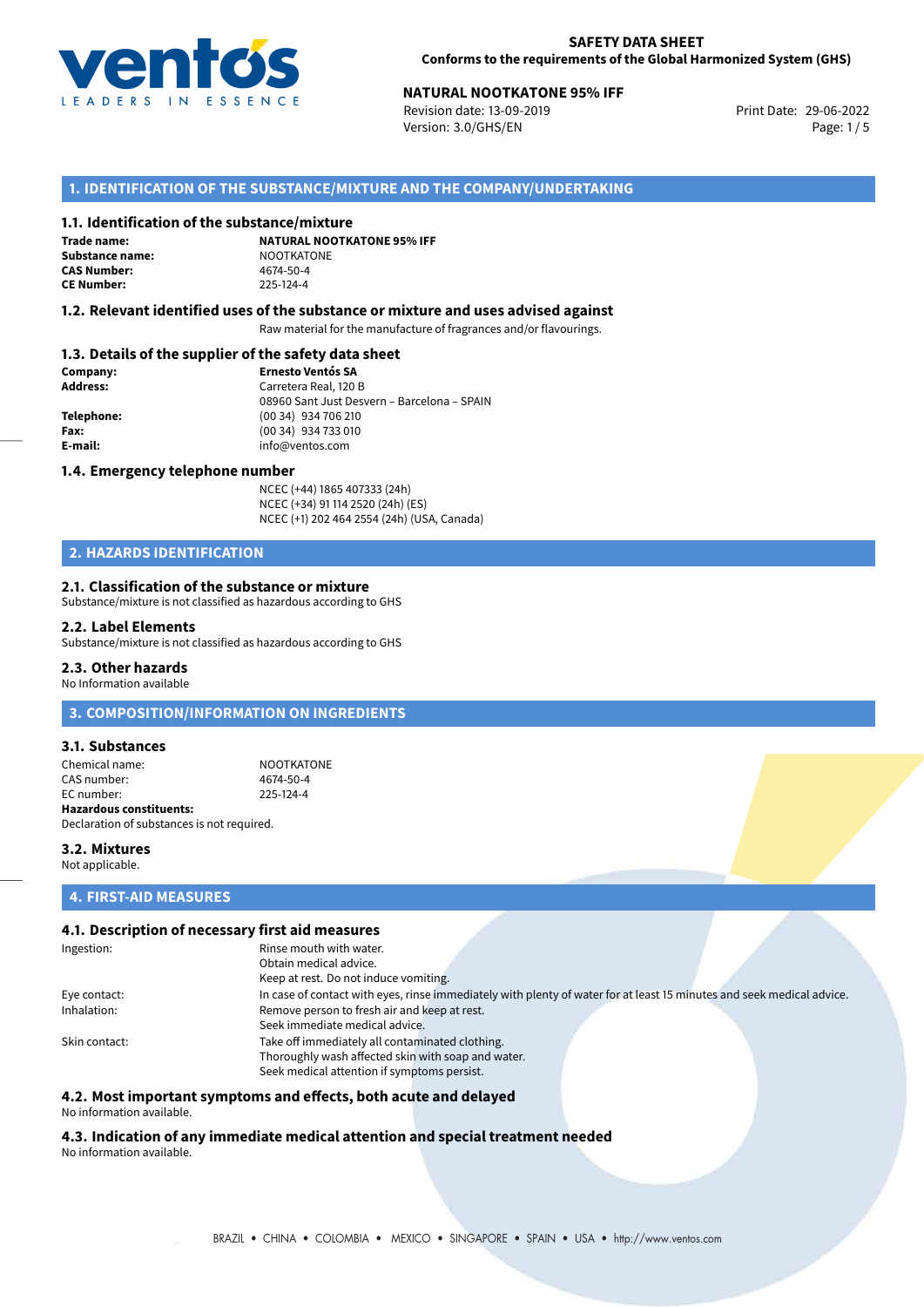**SAFETY DATA SHEET**
**Conforms to the requirements of the Global Harmonized System (GHS)**

**NATURAL NOOTKATONE 95% IFF**
Revision date: 13-09-2019
Version: 3.0/GHS/EN
Print Date: 29-06-2022

## 1. IDENTIFICATION OF THE SUBSTANCE/MIXTURE AND THE COMPANY/UNDERTAKING

### 1.1. Identification of the substance/mixture

**Trade name:** **NATURAL NOOTKATONE 95% IFF**
**Substance name:** NOOTKATONE
**CAS Number:** 4674-50-4
**CE Number:** 225-124-4

### 1.2. Relevant identified uses of the substance or mixture and uses advised against

Raw material for the manufacture of fragrances and/or flavourings.

### 1.3. Details of the supplier of the safety data sheet

**Company:** **Ernesto Ventós SA**
**Address:** Carretera Real, 120 B
08960 Sant Just Desvern – Barcelona – SPAIN
**Telephone:** (00 34) 934 706 210
**Fax:** (00 34) 934 733 010
**E-mail:** info@ventos.com

### 1.4. Emergency telephone number

NCEC (+44) 1865 407333 (24h)
NCEC (+34) 91 114 2520 (24h) (ES)
NCEC (+1) 202 464 2554 (24h) (USA, Canada)

## 2. HAZARDS IDENTIFICATION

### 2.1. Classification of the substance or mixture

Substance/mixture is not classified as hazardous according to GHS

### 2.2. Label Elements

Substance/mixture is not classified as hazardous according to GHS

### 2.3. Other hazards

No Information available

## 3. COMPOSITION/INFORMATION ON INGREDIENTS

### 3.1. Substances

Chemical name: NOOTKATONE
CAS number: 4674-50-4
EC number: 225-124-4
**Hazardous constituents:**
Declaration of substances is not required.

### 3.2. Mixtures

Not applicable.

## 4. FIRST-AID MEASURES

### 4.1. Description of necessary first aid measures

Ingestion: Rinse mouth with water.
Obtain medical advice.
Keep at rest. Do not induce vomiting.

Eye contact: In case of contact with eyes, rinse immediately with plenty of water for at least 15 minutes and seek medical advice.

Inhalation: Remove person to fresh air and keep at rest.
Seek immediate medical advice.

Skin contact: Take off immediately all contaminated clothing.
Thoroughly wash affected skin with soap and water.
Seek medical attention if symptoms persist.

### 4.2. Most important symptoms and effects, both acute and delayed

No information available.

### 4.3. Indication of any immediate medical attention and special treatment needed

No information available.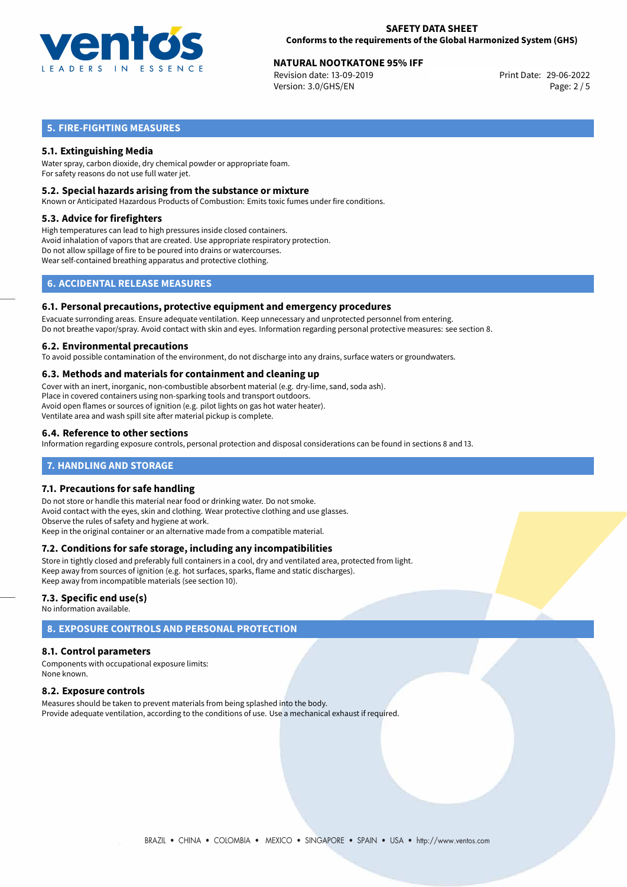## 5. FIRE-FIGHTING MEASURES

### 5.1. Extinguishing Media

Water spray, carbon dioxide, dry chemical powder or appropriate foam.
For safety reasons do not use full water jet.

### 5.2. Special hazards arising from the substance or mixture

Known or Anticipated Hazardous Products of Combustion: Emits toxic fumes under fire conditions.

### 5.3. Advice for firefighters

High temperatures can lead to high pressures inside closed containers.
Avoid inhalation of vapors that are created. Use appropriate respiratory protection.
Do not allow spillage of fire to be poured into drains or watercourses.
Wear self-contained breathing apparatus and protective clothing.

## 6. ACCIDENTAL RELEASE MEASURES

### 6.1. Personal precautions, protective equipment and emergency procedures

Evacuate surronding areas. Ensure adequate ventilation. Keep unnecessary and unprotected personnel from entering.
Do not breathe vapor/spray. Avoid contact with skin and eyes. Information regarding personal protective measures: see section 8.

### 6.2. Environmental precautions

To avoid possible contamination of the environment, do not discharge into any drains, surface waters or groundwaters.

### 6.3. Methods and materials for containment and cleaning up

Cover with an inert, inorganic, non-combustible absorbent material (e.g. dry-lime, sand, soda ash).
Place in covered containers using non-sparking tools and transport outdoors.
Avoid open flames or sources of ignition (e.g. pilot lights on gas hot water heater).
Ventilate area and wash spill site after material pickup is complete.

### 6.4. Reference to other sections

Information regarding exposure controls, personal protection and disposal considerations can be found in sections 8 and 13.

## 7. HANDLING AND STORAGE

### 7.1. Precautions for safe handling

Do not store or handle this material near food or drinking water. Do not smoke.
Avoid contact with the eyes, skin and clothing. Wear protective clothing and use glasses.
Observe the rules of safety and hygiene at work.
Keep in the original container or an alternative made from a compatible material.

### 7.2. Conditions for safe storage, including any incompatibilities

Store in tightly closed and preferably full containers in a cool, dry and ventilated area, protected from light.
Keep away from sources of ignition (e.g. hot surfaces, sparks, flame and static discharges).
Keep away from incompatible materials (see section 10).

### 7.3. Specific end use(s)

No information available.

## 8. EXPOSURE CONTROLS AND PERSONAL PROTECTION

### 8.1. Control parameters

Components with occupational exposure limits:
None known.

### 8.2. Exposure controls

Measures should be taken to prevent materials from being splashed into the body.
Provide adequate ventilation, according to the conditions of use. Use a mechanical exhaust if required.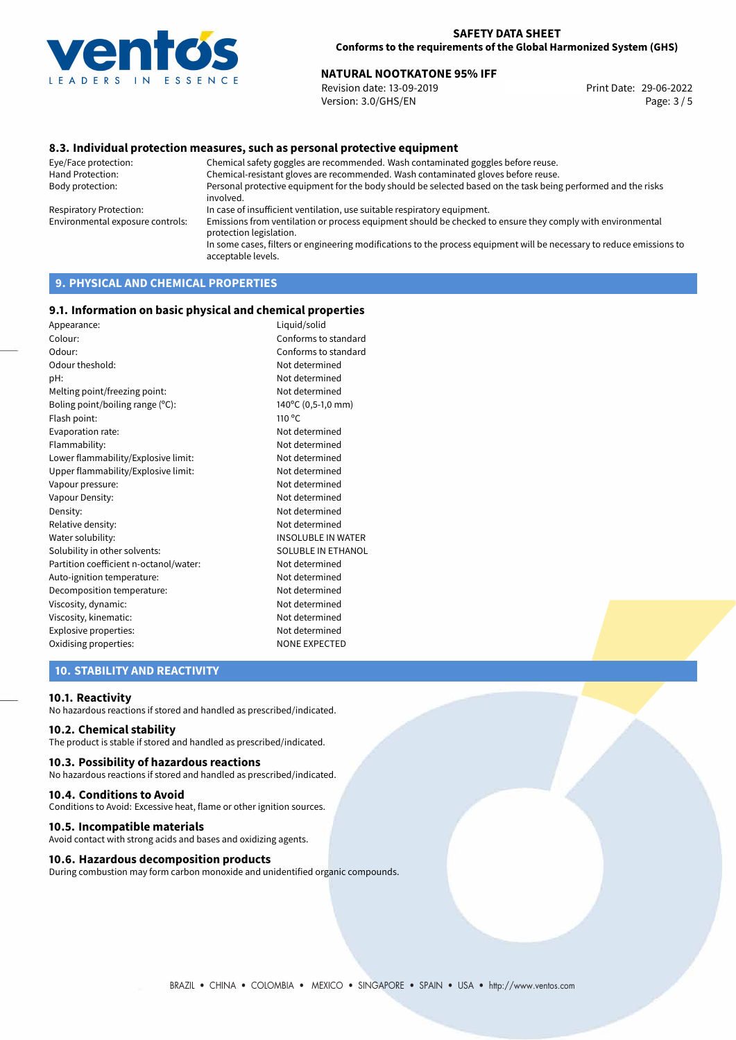### 8.3. Individual protection measures, such as personal protective equipment

| | |
|---|---|
| Eye/Face protection: | Chemical safety goggles are recommended. Wash contaminated goggles before reuse. |
| Hand Protection: | Chemical-resistant gloves are recommended. Wash contaminated gloves before reuse. |
| Body protection: | Personal protective equipment for the body should be selected based on the task being performed and the risks involved. |
| Respiratory Protection: | In case of insufficient ventilation, use suitable respiratory equipment. |
| Environmental exposure controls: | Emissions from ventilation or process equipment should be checked to ensure they comply with environmental protection legislation. In some cases, filters or engineering modifications to the process equipment will be necessary to reduce emissions to acceptable levels. |

## 9. PHYSICAL AND CHEMICAL PROPERTIES

### 9.1. Information on basic physical and chemical properties

| | |
|---|---|
| Appearance: | Liquid/solid |
| Colour: | Conforms to standard |
| Odour: | Conforms to standard |
| Odour theshold: | Not determined |
| pH: | Not determined |
| Melting point/freezing point: | Not determined |
| Boling point/boiling range (°C): | 140°C (0,5-1,0 mm) |
| Flash point: | 110 °C |
| Evaporation rate: | Not determined |
| Flammability: | Not determined |
| Lower flammability/Explosive limit: | Not determined |
| Upper flammability/Explosive limit: | Not determined |
| Vapour pressure: | Not determined |
| Vapour Density: | Not determined |
| Density: | Not determined |
| Relative density: | Not determined |
| Water solubility: | INSOLUBLE IN WATER |
| Solubility in other solvents: | SOLUBLE IN ETHANOL |
| Partition coefficient n-octanol/water: | Not determined |
| Auto-ignition temperature: | Not determined |
| Decomposition temperature: | Not determined |
| Viscosity, dynamic: | Not determined |
| Viscosity, kinematic: | Not determined |
| Explosive properties: | Not determined |
| Oxidising properties: | NONE EXPECTED |

## 10. STABILITY AND REACTIVITY

### 10.1. Reactivity

No hazardous reactions if stored and handled as prescribed/indicated.

### 10.2. Chemical stability

The product is stable if stored and handled as prescribed/indicated.

### 10.3. Possibility of hazardous reactions

No hazardous reactions if stored and handled as prescribed/indicated.

### 10.4. Conditions to Avoid

Conditions to Avoid: Excessive heat, flame or other ignition sources.

### 10.5. Incompatible materials

Avoid contact with strong acids and bases and oxidizing agents.

### 10.6. Hazardous decomposition products

During combustion may form carbon monoxide and unidentified organic compounds.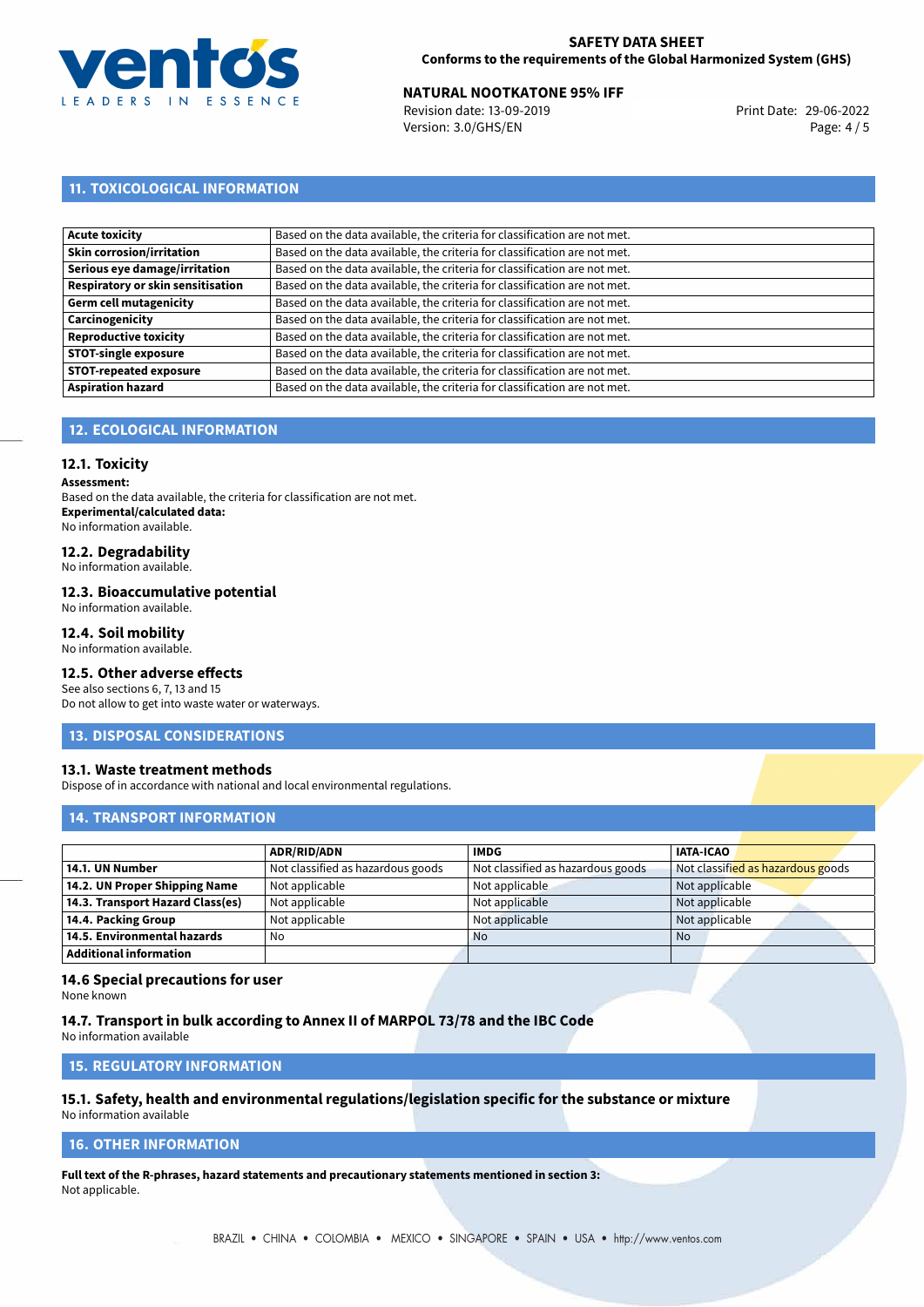## 11. TOXICOLOGICAL INFORMATION

| | |
|---|---|
| **Acute toxicity** | Based on the data available, the criteria for classification are not met. |
| **Skin corrosion/irritation** | Based on the data available, the criteria for classification are not met. |
| **Serious eye damage/irritation** | Based on the data available, the criteria for classification are not met. |
| **Respiratory or skin sensitisation** | Based on the data available, the criteria for classification are not met. |
| **Germ cell mutagenicity** | Based on the data available, the criteria for classification are not met. |
| **Carcinogenicity** | Based on the data available, the criteria for classification are not met. |
| **Reproductive toxicity** | Based on the data available, the criteria for classification are not met. |
| **STOT-single exposure** | Based on the data available, the criteria for classification are not met. |
| **STOT-repeated exposure** | Based on the data available, the criteria for classification are not met. |
| **Aspiration hazard** | Based on the data available, the criteria for classification are not met. |

## 12. ECOLOGICAL INFORMATION

### 12.1. Toxicity

**Assessment:**
Based on the data available, the criteria for classification are not met.
**Experimental/calculated data:**
No information available.

### 12.2. Degradability

No information available.

### 12.3. Bioaccumulative potential

No information available.

### 12.4. Soil mobility

No information available.

### 12.5. Other adverse effects

See also sections 6, 7, 13 and 15
Do not allow to get into waste water or waterways.

## 13. DISPOSAL CONSIDERATIONS

### 13.1. Waste treatment methods

Dispose of in accordance with national and local environmental regulations.

## 14. TRANSPORT INFORMATION

| | ADR/RID/ADN | IMDG | IATA-ICAO |
|---|---|---|---|
| **14.1. UN Number** | Not classified as hazardous goods | Not classified as hazardous goods | Not classified as hazardous goods |
| **14.2. UN Proper Shipping Name** | Not applicable | Not applicable | Not applicable |
| **14.3. Transport Hazard Class(es)** | Not applicable | Not applicable | Not applicable |
| **14.4. Packing Group** | Not applicable | Not applicable | Not applicable |
| **14.5. Environmental hazards** | No | No | No |
| **Additional information** | | | |

### 14.6 Special precautions for user

None known

### 14.7. Transport in bulk according to Annex II of MARPOL 73/78 and the IBC Code

No information available

## 15. REGULATORY INFORMATION

### 15.1. Safety, health and environmental regulations/legislation specific for the substance or mixture

No information available

## 16. OTHER INFORMATION

**Full text of the R-phrases, hazard statements and precautionary statements mentioned in section 3:**
Not applicable.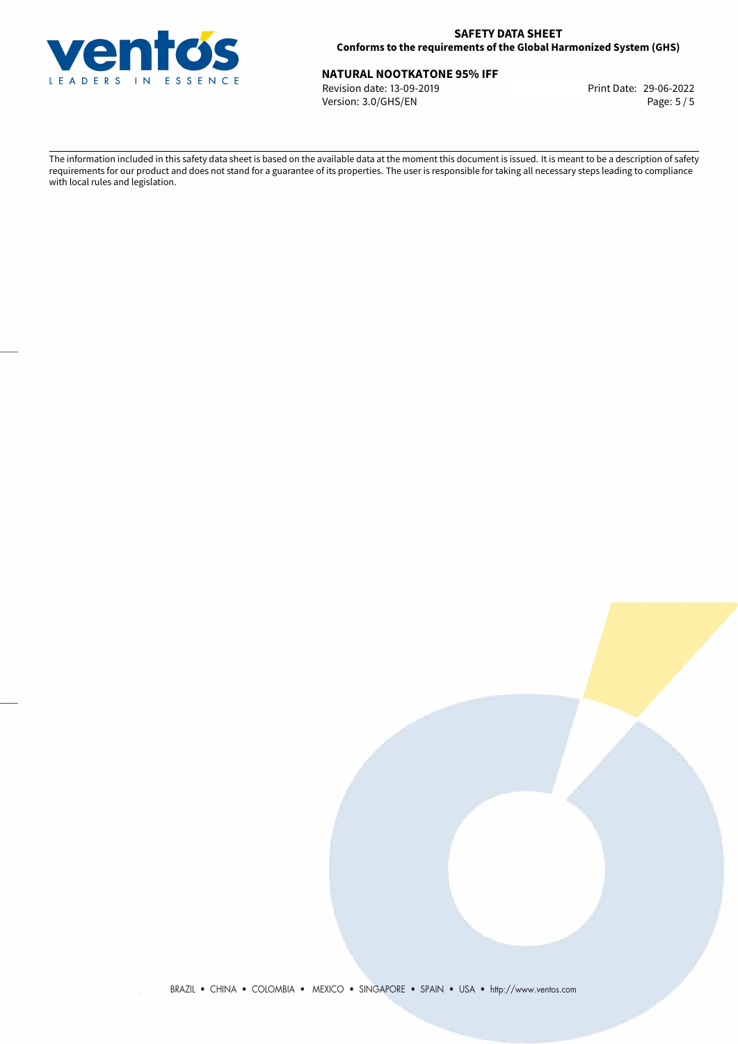The information included in this safety data sheet is based on the available data at the moment this document is issued. It is meant to be a description of safety requirements for our product and does not stand for a guarantee of its properties. The user is responsible for taking all necessary steps leading to compliance with local rules and legislation.